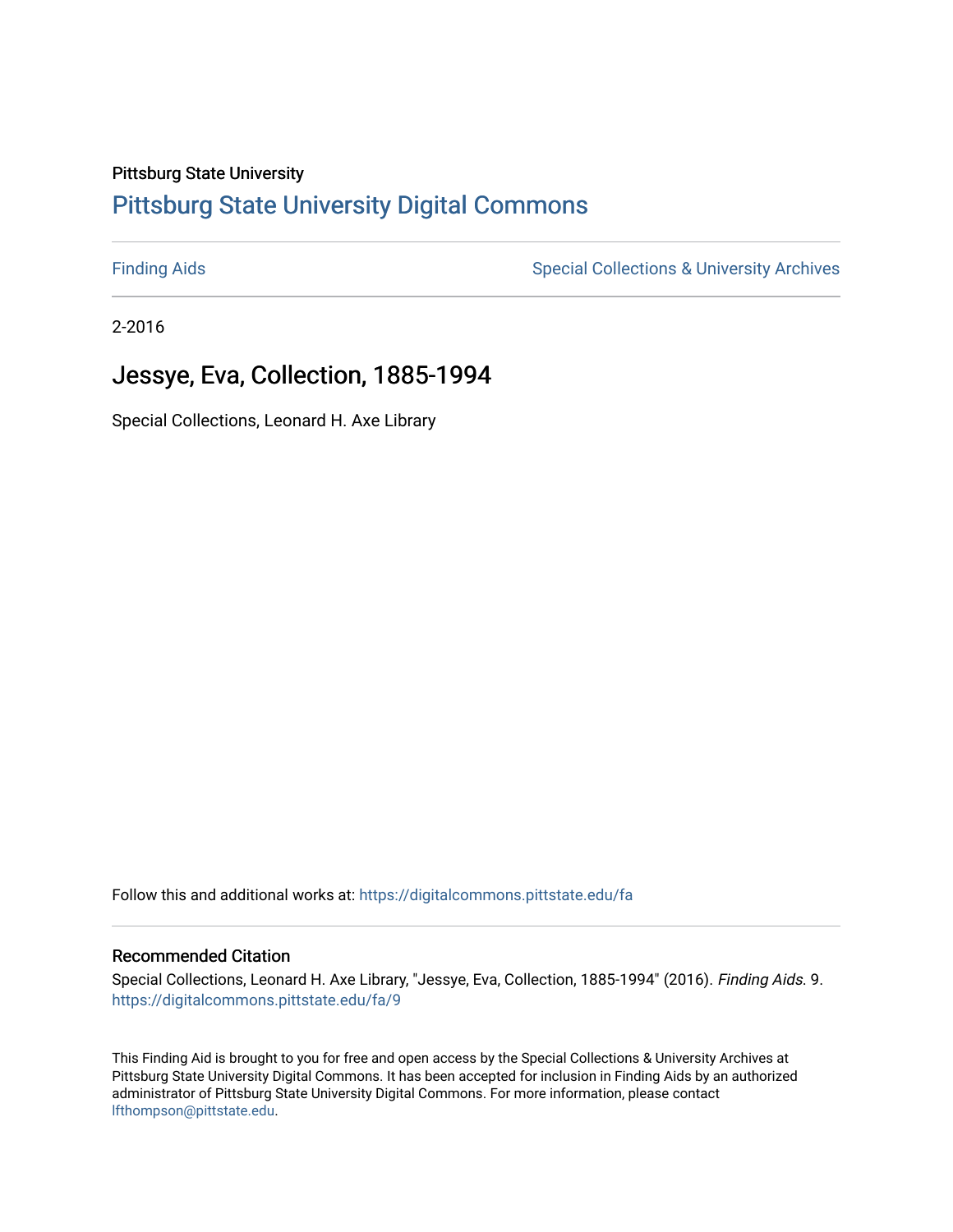Pittsburg State University

## Pittsburg State University Digital Commons

Finding Aids

Special Collections & University Archives

2-2016

# Jessye, Eva, Collection, 1885-1994

Special Collections, Leonard H. Axe Library

Follow this and additional works at: https://digitalcommons.pittstate.edu/fa

### Recommended Citation

Special Collections, Leonard H. Axe Library, "Jessye, Eva, Collection, 1885-1994" (2016). *Finding Aids*. 9.
https://digitalcommons.pittstate.edu/fa/9

This Finding Aid is brought to you for free and open access by the Special Collections & University Archives at Pittsburg State University Digital Commons. It has been accepted for inclusion in Finding Aids by an authorized administrator of Pittsburg State University Digital Commons. For more information, please contact lfthompson@pittstate.edu.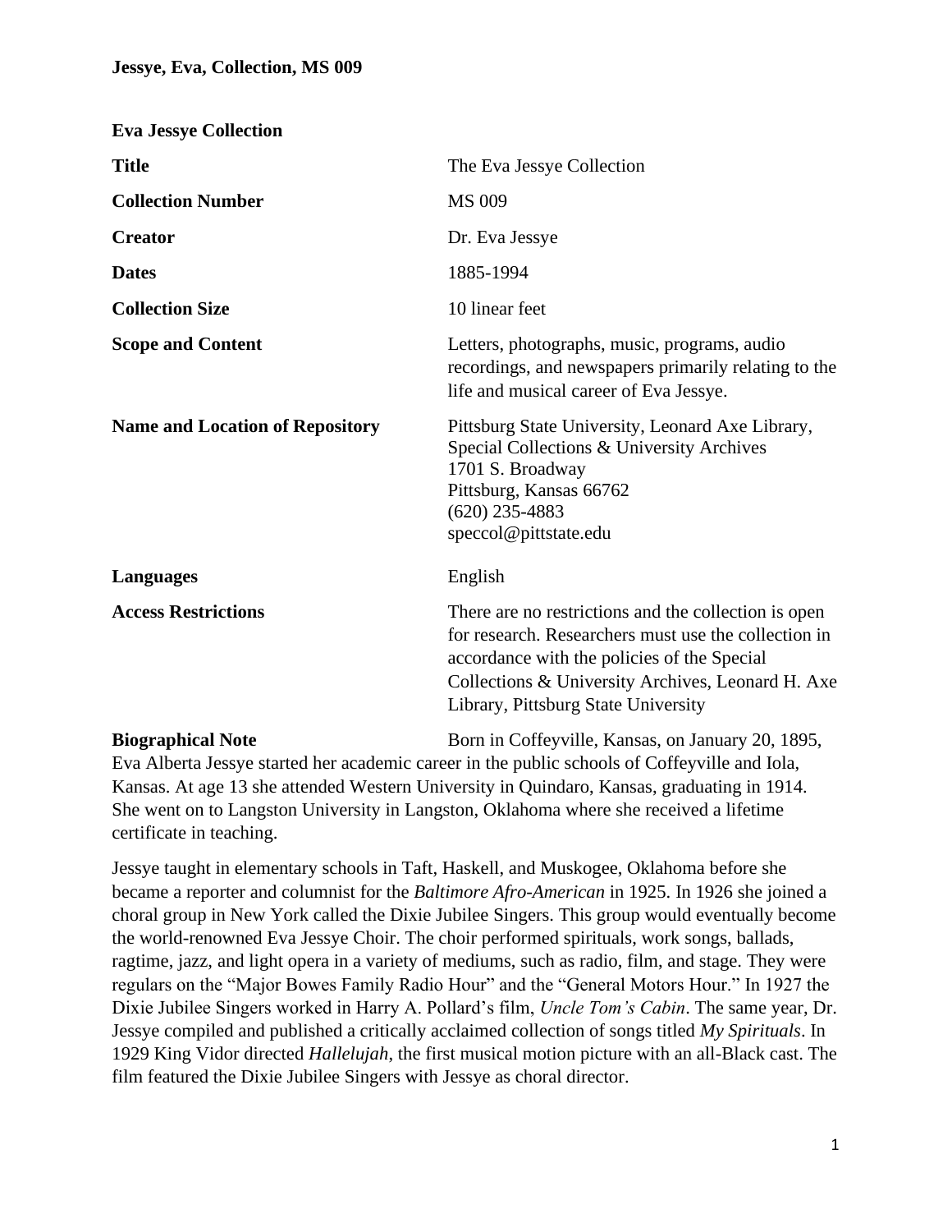**Jessye, Eva, Collection, MS 009**

**Eva Jessye Collection**

| | |
|---|---|
| **Title** | The Eva Jessye Collection |
| **Collection Number** | MS 009 |
| **Creator** | Dr. Eva Jessye |
| **Dates** | 1885-1994 |
| **Collection Size** | 10 linear feet |
| **Scope and Content** | Letters, photographs, music, programs, audio recordings, and newspapers primarily relating to the life and musical career of Eva Jessye. |
| **Name and Location of Repository** | Pittsburg State University, Leonard Axe Library, Special Collections & University Archives<br>1701 S. Broadway<br>Pittsburg, Kansas 66762<br>(620) 235-4883<br>speccol@pittstate.edu |
| **Languages** | English |
| **Access Restrictions** | There are no restrictions and the collection is open for research. Researchers must use the collection in accordance with the policies of the Special Collections & University Archives, Leonard H. Axe Library, Pittsburg State University |

**Biographical Note** Born in Coffeyville, Kansas, on January 20, 1895, Eva Alberta Jessye started her academic career in the public schools of Coffeyville and Iola, Kansas. At age 13 she attended Western University in Quindaro, Kansas, graduating in 1914. She went on to Langston University in Langston, Oklahoma where she received a lifetime certificate in teaching.

Jessye taught in elementary schools in Taft, Haskell, and Muskogee, Oklahoma before she became a reporter and columnist for the *Baltimore Afro-American* in 1925. In 1926 she joined a choral group in New York called the Dixie Jubilee Singers. This group would eventually become the world-renowned Eva Jessye Choir. The choir performed spirituals, work songs, ballads, ragtime, jazz, and light opera in a variety of mediums, such as radio, film, and stage. They were regulars on the "Major Bowes Family Radio Hour" and the "General Motors Hour." In 1927 the Dixie Jubilee Singers worked in Harry A. Pollard's film, *Uncle Tom's Cabin*. The same year, Dr. Jessye compiled and published a critically acclaimed collection of songs titled *My Spirituals*. In 1929 King Vidor directed *Hallelujah*, the first musical motion picture with an all-Black cast. The film featured the Dixie Jubilee Singers with Jessye as choral director.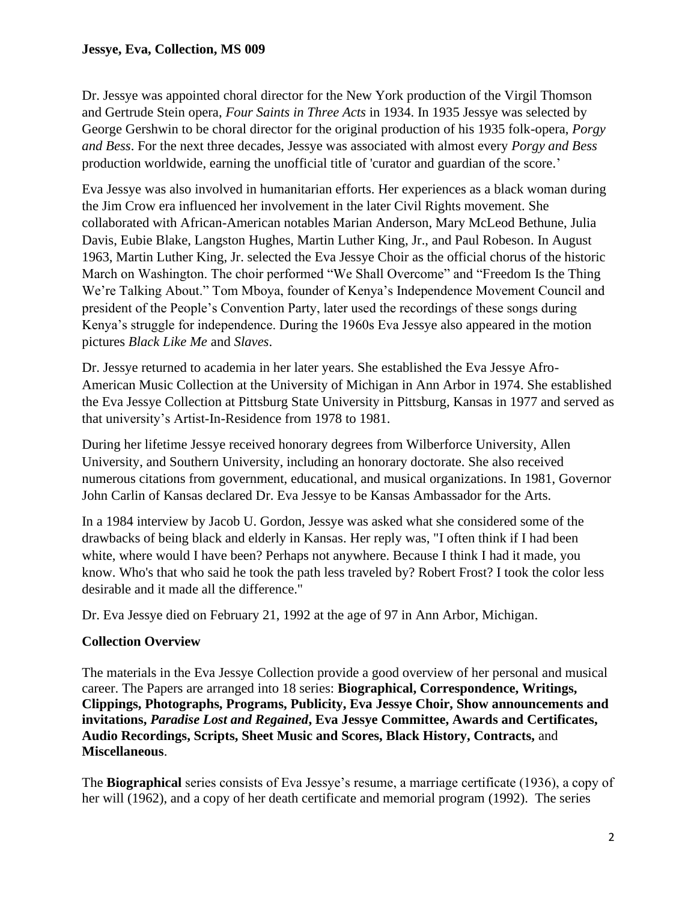Dr. Jessye was appointed choral director for the New York production of the Virgil Thomson and Gertrude Stein opera, *Four Saints in Three Acts* in 1934. In 1935 Jessye was selected by George Gershwin to be choral director for the original production of his 1935 folk-opera, *Porgy and Bess*. For the next three decades, Jessye was associated with almost every *Porgy and Bess* production worldwide, earning the unofficial title of 'curator and guardian of the score.'

Eva Jessye was also involved in humanitarian efforts. Her experiences as a black woman during the Jim Crow era influenced her involvement in the later Civil Rights movement. She collaborated with African-American notables Marian Anderson, Mary McLeod Bethune, Julia Davis, Eubie Blake, Langston Hughes, Martin Luther King, Jr., and Paul Robeson. In August 1963, Martin Luther King, Jr. selected the Eva Jessye Choir as the official chorus of the historic March on Washington. The choir performed "We Shall Overcome" and "Freedom Is the Thing We're Talking About." Tom Mboya, founder of Kenya's Independence Movement Council and president of the People's Convention Party, later used the recordings of these songs during Kenya's struggle for independence. During the 1960s Eva Jessye also appeared in the motion pictures *Black Like Me* and *Slaves*.

Dr. Jessye returned to academia in her later years. She established the Eva Jessye Afro-American Music Collection at the University of Michigan in Ann Arbor in 1974. She established the Eva Jessye Collection at Pittsburg State University in Pittsburg, Kansas in 1977 and served as that university's Artist-In-Residence from 1978 to 1981.

During her lifetime Jessye received honorary degrees from Wilberforce University, Allen University, and Southern University, including an honorary doctorate. She also received numerous citations from government, educational, and musical organizations. In 1981, Governor John Carlin of Kansas declared Dr. Eva Jessye to be Kansas Ambassador for the Arts.

In a 1984 interview by Jacob U. Gordon, Jessye was asked what she considered some of the drawbacks of being black and elderly in Kansas. Her reply was, "I often think if I had been white, where would I have been? Perhaps not anywhere. Because I think I had it made, you know. Who's that who said he took the path less traveled by? Robert Frost? I took the color less desirable and it made all the difference."

Dr. Eva Jessye died on February 21, 1992 at the age of 97 in Ann Arbor, Michigan.

## Collection Overview

The materials in the Eva Jessye Collection provide a good overview of her personal and musical career. The Papers are arranged into 18 series: **Biographical, Correspondence, Writings, Clippings, Photographs, Programs, Publicity, Eva Jessye Choir, Show announcements and invitations,** ***Paradise Lost and Regained*****, Eva Jessye Committee, Awards and Certificates, Audio Recordings, Scripts, Sheet Music and Scores, Black History, Contracts,** and **Miscellaneous**.

The **Biographical** series consists of Eva Jessye's resume, a marriage certificate (1936), a copy of her will (1962), and a copy of her death certificate and memorial program (1992). The series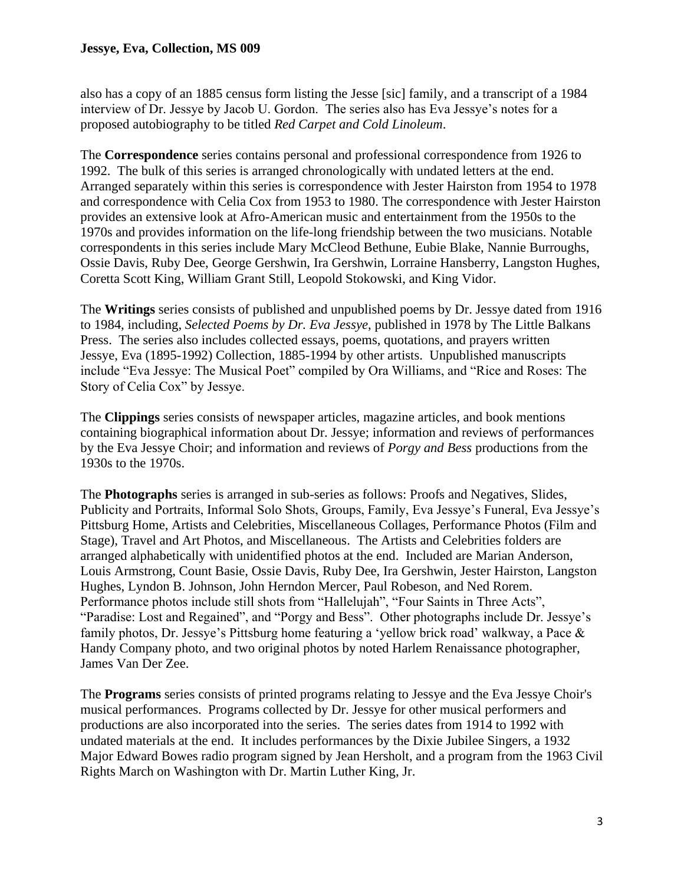also has a copy of an 1885 census form listing the Jesse [sic] family, and a transcript of a 1984 interview of Dr. Jessye by Jacob U. Gordon. The series also has Eva Jessye's notes for a proposed autobiography to be titled *Red Carpet and Cold Linoleum*.

The **Correspondence** series contains personal and professional correspondence from 1926 to 1992. The bulk of this series is arranged chronologically with undated letters at the end. Arranged separately within this series is correspondence with Jester Hairston from 1954 to 1978 and correspondence with Celia Cox from 1953 to 1980. The correspondence with Jester Hairston provides an extensive look at Afro-American music and entertainment from the 1950s to the 1970s and provides information on the life-long friendship between the two musicians. Notable correspondents in this series include Mary McCleod Bethune, Eubie Blake, Nannie Burroughs, Ossie Davis, Ruby Dee, George Gershwin, Ira Gershwin, Lorraine Hansberry, Langston Hughes, Coretta Scott King, William Grant Still, Leopold Stokowski, and King Vidor.

The **Writings** series consists of published and unpublished poems by Dr. Jessye dated from 1916 to 1984, including, *Selected Poems by Dr. Eva Jessye*, published in 1978 by The Little Balkans Press. The series also includes collected essays, poems, quotations, and prayers written Jessye, Eva (1895-1992) Collection, 1885-1994 by other artists. Unpublished manuscripts include "Eva Jessye: The Musical Poet" compiled by Ora Williams, and "Rice and Roses: The Story of Celia Cox" by Jessye.

The **Clippings** series consists of newspaper articles, magazine articles, and book mentions containing biographical information about Dr. Jessye; information and reviews of performances by the Eva Jessye Choir; and information and reviews of *Porgy and Bess* productions from the 1930s to the 1970s.

The **Photographs** series is arranged in sub-series as follows: Proofs and Negatives, Slides, Publicity and Portraits, Informal Solo Shots, Groups, Family, Eva Jessye's Funeral, Eva Jessye's Pittsburg Home, Artists and Celebrities, Miscellaneous Collages, Performance Photos (Film and Stage), Travel and Art Photos, and Miscellaneous. The Artists and Celebrities folders are arranged alphabetically with unidentified photos at the end. Included are Marian Anderson, Louis Armstrong, Count Basie, Ossie Davis, Ruby Dee, Ira Gershwin, Jester Hairston, Langston Hughes, Lyndon B. Johnson, John Herndon Mercer, Paul Robeson, and Ned Rorem. Performance photos include still shots from "Hallelujah", "Four Saints in Three Acts", "Paradise: Lost and Regained", and "Porgy and Bess". Other photographs include Dr. Jessye's family photos, Dr. Jessye's Pittsburg home featuring a 'yellow brick road' walkway, a Pace & Handy Company photo, and two original photos by noted Harlem Renaissance photographer, James Van Der Zee.

The **Programs** series consists of printed programs relating to Jessye and the Eva Jessye Choir's musical performances. Programs collected by Dr. Jessye for other musical performers and productions are also incorporated into the series. The series dates from 1914 to 1992 with undated materials at the end. It includes performances by the Dixie Jubilee Singers, a 1932 Major Edward Bowes radio program signed by Jean Hersholt, and a program from the 1963 Civil Rights March on Washington with Dr. Martin Luther King, Jr.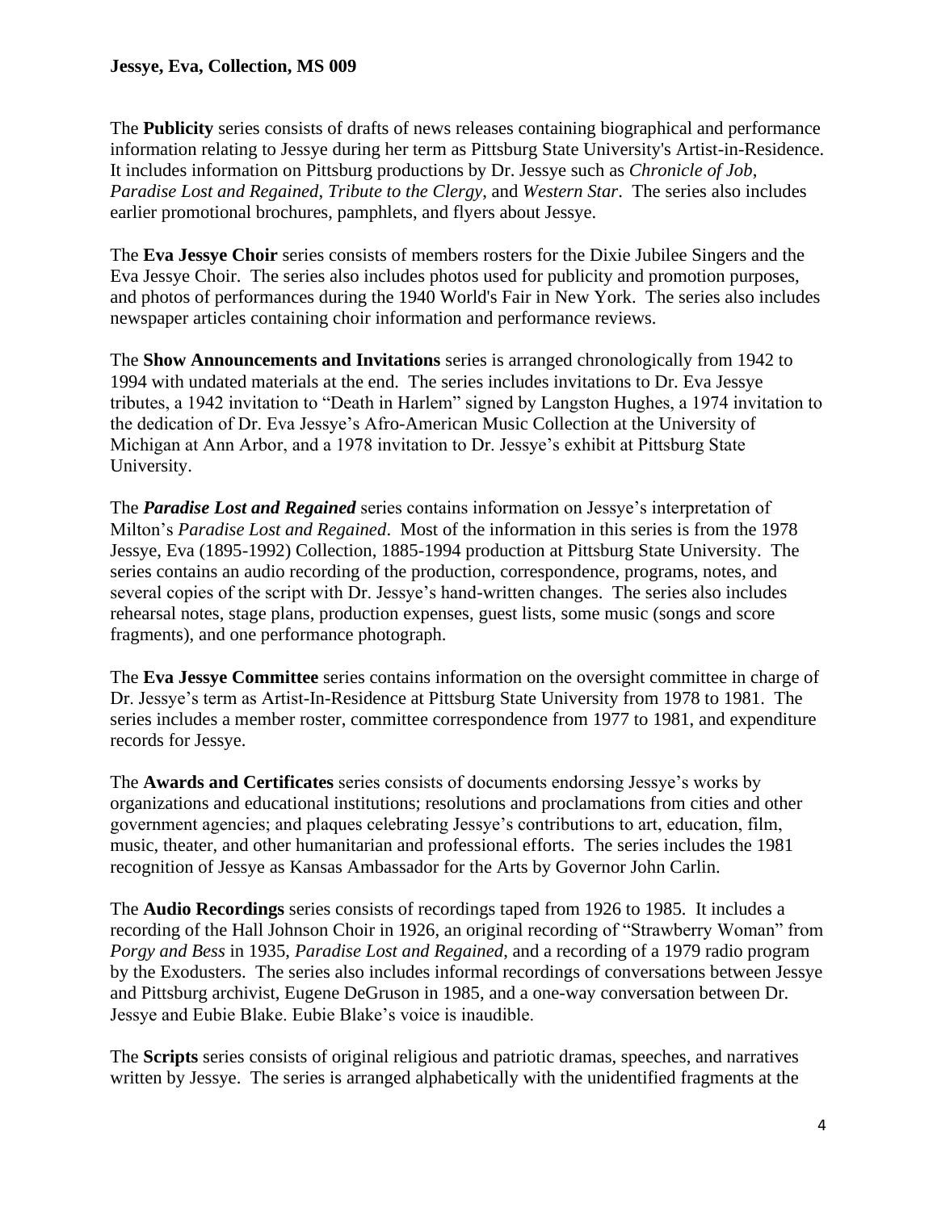The **Publicity** series consists of drafts of news releases containing biographical and performance information relating to Jessye during her term as Pittsburg State University's Artist-in-Residence. It includes information on Pittsburg productions by Dr. Jessye such as *Chronicle of Job*, *Paradise Lost and Regained*, *Tribute to the Clergy*, and *Western Star*. The series also includes earlier promotional brochures, pamphlets, and flyers about Jessye.

The **Eva Jessye Choir** series consists of members rosters for the Dixie Jubilee Singers and the Eva Jessye Choir. The series also includes photos used for publicity and promotion purposes, and photos of performances during the 1940 World's Fair in New York. The series also includes newspaper articles containing choir information and performance reviews.

The **Show Announcements and Invitations** series is arranged chronologically from 1942 to 1994 with undated materials at the end. The series includes invitations to Dr. Eva Jessye tributes, a 1942 invitation to "Death in Harlem" signed by Langston Hughes, a 1974 invitation to the dedication of Dr. Eva Jessye's Afro-American Music Collection at the University of Michigan at Ann Arbor, and a 1978 invitation to Dr. Jessye's exhibit at Pittsburg State University.

The ***Paradise Lost and Regained*** series contains information on Jessye's interpretation of Milton's *Paradise Lost and Regained*. Most of the information in this series is from the 1978 Jessye, Eva (1895-1992) Collection, 1885-1994 production at Pittsburg State University. The series contains an audio recording of the production, correspondence, programs, notes, and several copies of the script with Dr. Jessye's hand-written changes. The series also includes rehearsal notes, stage plans, production expenses, guest lists, some music (songs and score fragments), and one performance photograph.

The **Eva Jessye Committee** series contains information on the oversight committee in charge of Dr. Jessye's term as Artist-In-Residence at Pittsburg State University from 1978 to 1981. The series includes a member roster, committee correspondence from 1977 to 1981, and expenditure records for Jessye.

The **Awards and Certificates** series consists of documents endorsing Jessye's works by organizations and educational institutions; resolutions and proclamations from cities and other government agencies; and plaques celebrating Jessye's contributions to art, education, film, music, theater, and other humanitarian and professional efforts. The series includes the 1981 recognition of Jessye as Kansas Ambassador for the Arts by Governor John Carlin.

The **Audio Recordings** series consists of recordings taped from 1926 to 1985. It includes a recording of the Hall Johnson Choir in 1926, an original recording of "Strawberry Woman" from *Porgy and Bess* in 1935, *Paradise Lost and Regained*, and a recording of a 1979 radio program by the Exodusters. The series also includes informal recordings of conversations between Jessye and Pittsburg archivist, Eugene DeGruson in 1985, and a one-way conversation between Dr. Jessye and Eubie Blake. Eubie Blake's voice is inaudible.

The **Scripts** series consists of original religious and patriotic dramas, speeches, and narratives written by Jessye. The series is arranged alphabetically with the unidentified fragments at the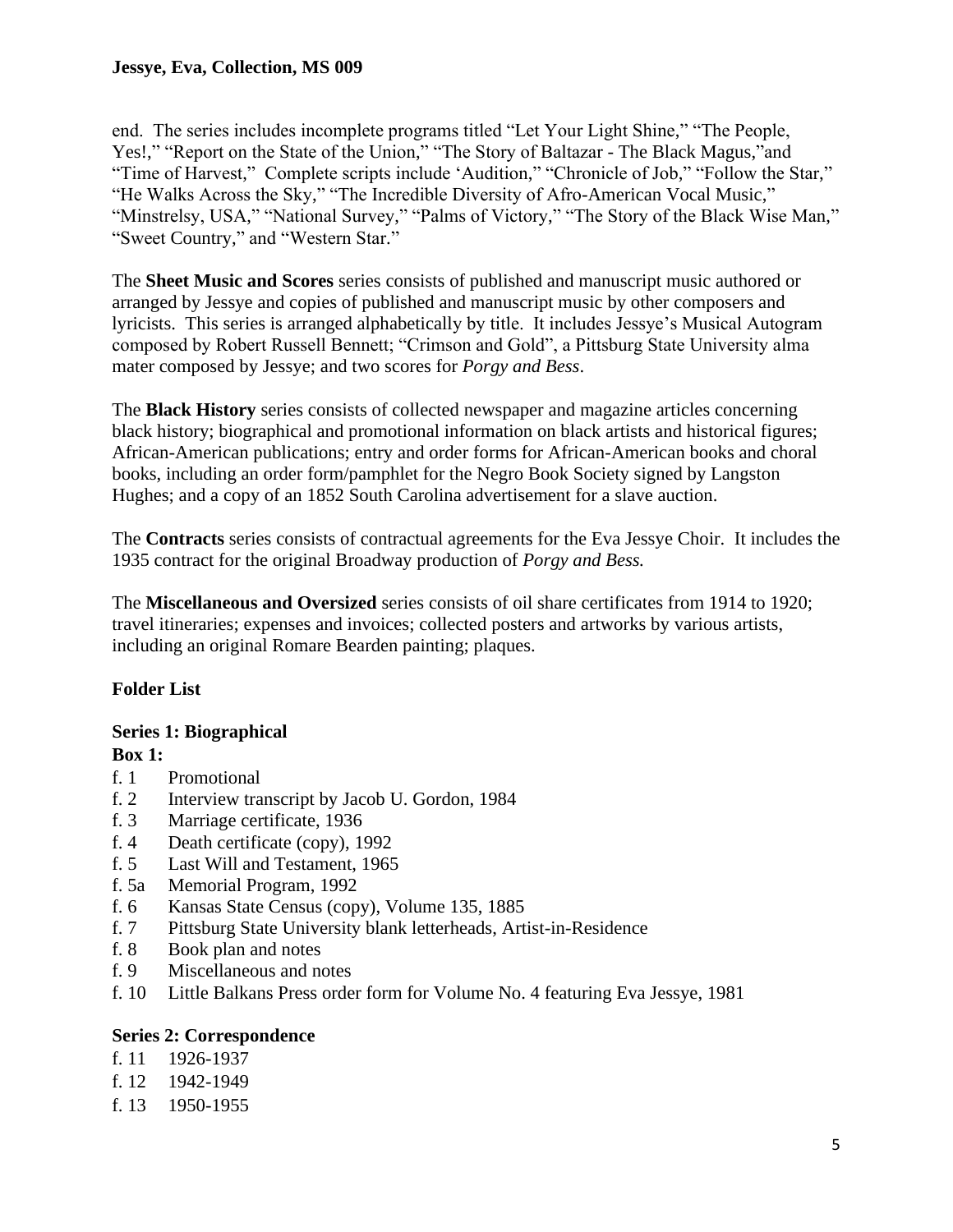end. The series includes incomplete programs titled "Let Your Light Shine," "The People, Yes!," "Report on the State of the Union," "The Story of Baltazar - The Black Magus,"and "Time of Harvest," Complete scripts include 'Audition," "Chronicle of Job," "Follow the Star," "He Walks Across the Sky," "The Incredible Diversity of Afro-American Vocal Music," "Minstrelsy, USA," "National Survey," "Palms of Victory," "The Story of the Black Wise Man," "Sweet Country," and "Western Star."

The **Sheet Music and Scores** series consists of published and manuscript music authored or arranged by Jessye and copies of published and manuscript music by other composers and lyricists. This series is arranged alphabetically by title. It includes Jessye's Musical Autogram composed by Robert Russell Bennett; "Crimson and Gold", a Pittsburg State University alma mater composed by Jessye; and two scores for *Porgy and Bess*.

The **Black History** series consists of collected newspaper and magazine articles concerning black history; biographical and promotional information on black artists and historical figures; African-American publications; entry and order forms for African-American books and choral books, including an order form/pamphlet for the Negro Book Society signed by Langston Hughes; and a copy of an 1852 South Carolina advertisement for a slave auction.

The **Contracts** series consists of contractual agreements for the Eva Jessye Choir. It includes the 1935 contract for the original Broadway production of *Porgy and Bess.*

The **Miscellaneous and Oversized** series consists of oil share certificates from 1914 to 1920; travel itineraries; expenses and invoices; collected posters and artworks by various artists, including an original Romare Bearden painting; plaques.

## Folder List

### Series 1: Biographical

**Box 1:**

- f. 1 Promotional
- f. 2 Interview transcript by Jacob U. Gordon, 1984
- f. 3 Marriage certificate, 1936
- f. 4 Death certificate (copy), 1992
- f. 5 Last Will and Testament, 1965
- f. 5a Memorial Program, 1992
- f. 6 Kansas State Census (copy), Volume 135, 1885
- f. 7 Pittsburg State University blank letterheads, Artist-in-Residence
- f. 8 Book plan and notes
- f. 9 Miscellaneous and notes
- f. 10 Little Balkans Press order form for Volume No. 4 featuring Eva Jessye, 1981

### Series 2: Correspondence

- f. 11 1926-1937
- f. 12 1942-1949
- f. 13 1950-1955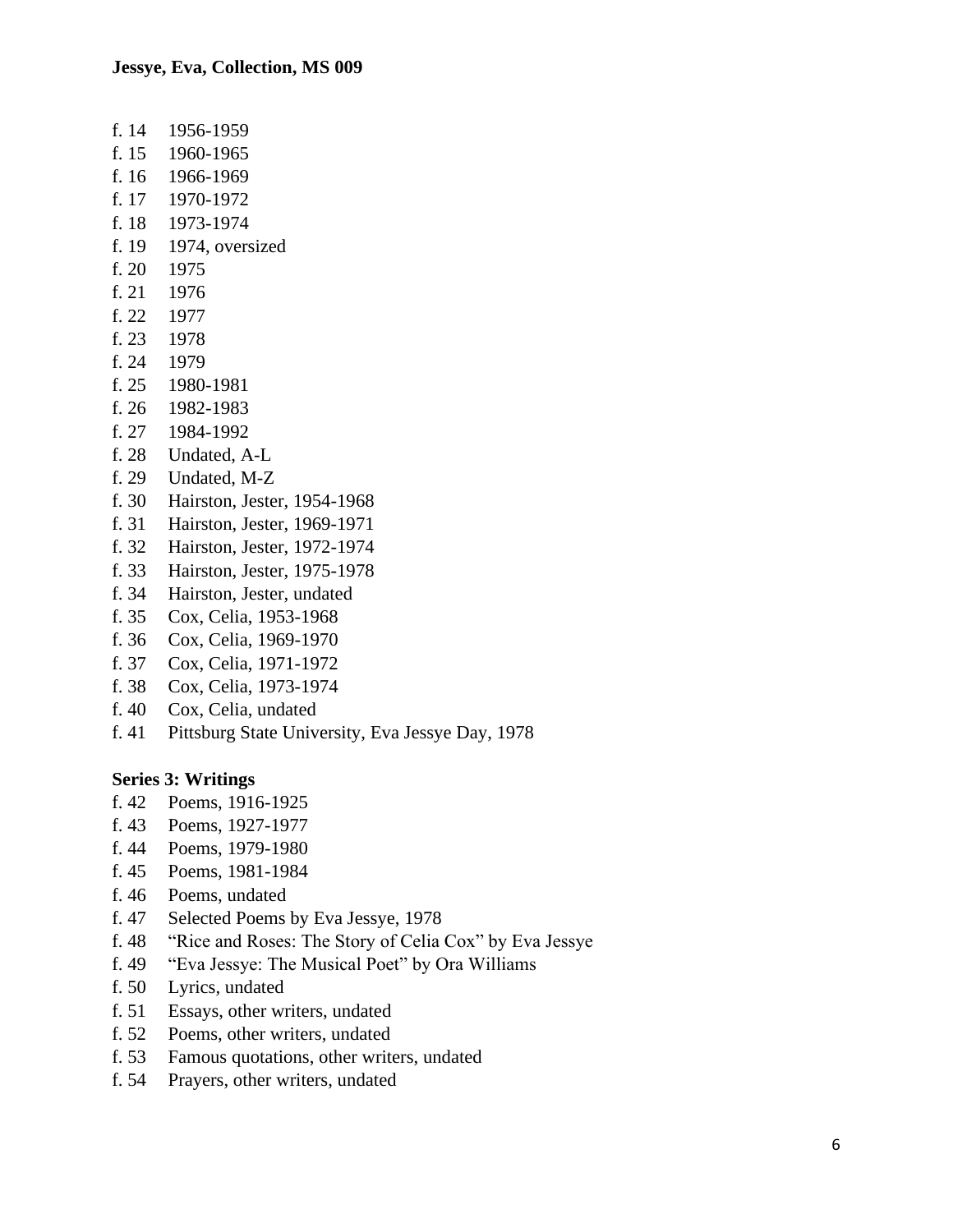f. 14 1956-1959
f. 15 1960-1965
f. 16 1966-1969
f. 17 1970-1972
f. 18 1973-1974
f. 19 1974, oversized
f. 20 1975
f. 21 1976
f. 22 1977
f. 23 1978
f. 24 1979
f. 25 1980-1981
f. 26 1982-1983
f. 27 1984-1992
f. 28 Undated, A-L
f. 29 Undated, M-Z
f. 30 Hairston, Jester, 1954-1968
f. 31 Hairston, Jester, 1969-1971
f. 32 Hairston, Jester, 1972-1974
f. 33 Hairston, Jester, 1975-1978
f. 34 Hairston, Jester, undated
f. 35 Cox, Celia, 1953-1968
f. 36 Cox, Celia, 1969-1970
f. 37 Cox, Celia, 1971-1972
f. 38 Cox, Celia, 1973-1974
f. 40 Cox, Celia, undated
f. 41 Pittsburg State University, Eva Jessye Day, 1978

**Series 3: Writings**

f. 42 Poems, 1916-1925
f. 43 Poems, 1927-1977
f. 44 Poems, 1979-1980
f. 45 Poems, 1981-1984
f. 46 Poems, undated
f. 47 Selected Poems by Eva Jessye, 1978
f. 48 "Rice and Roses: The Story of Celia Cox" by Eva Jessye
f. 49 "Eva Jessye: The Musical Poet" by Ora Williams
f. 50 Lyrics, undated
f. 51 Essays, other writers, undated
f. 52 Poems, other writers, undated
f. 53 Famous quotations, other writers, undated
f. 54 Prayers, other writers, undated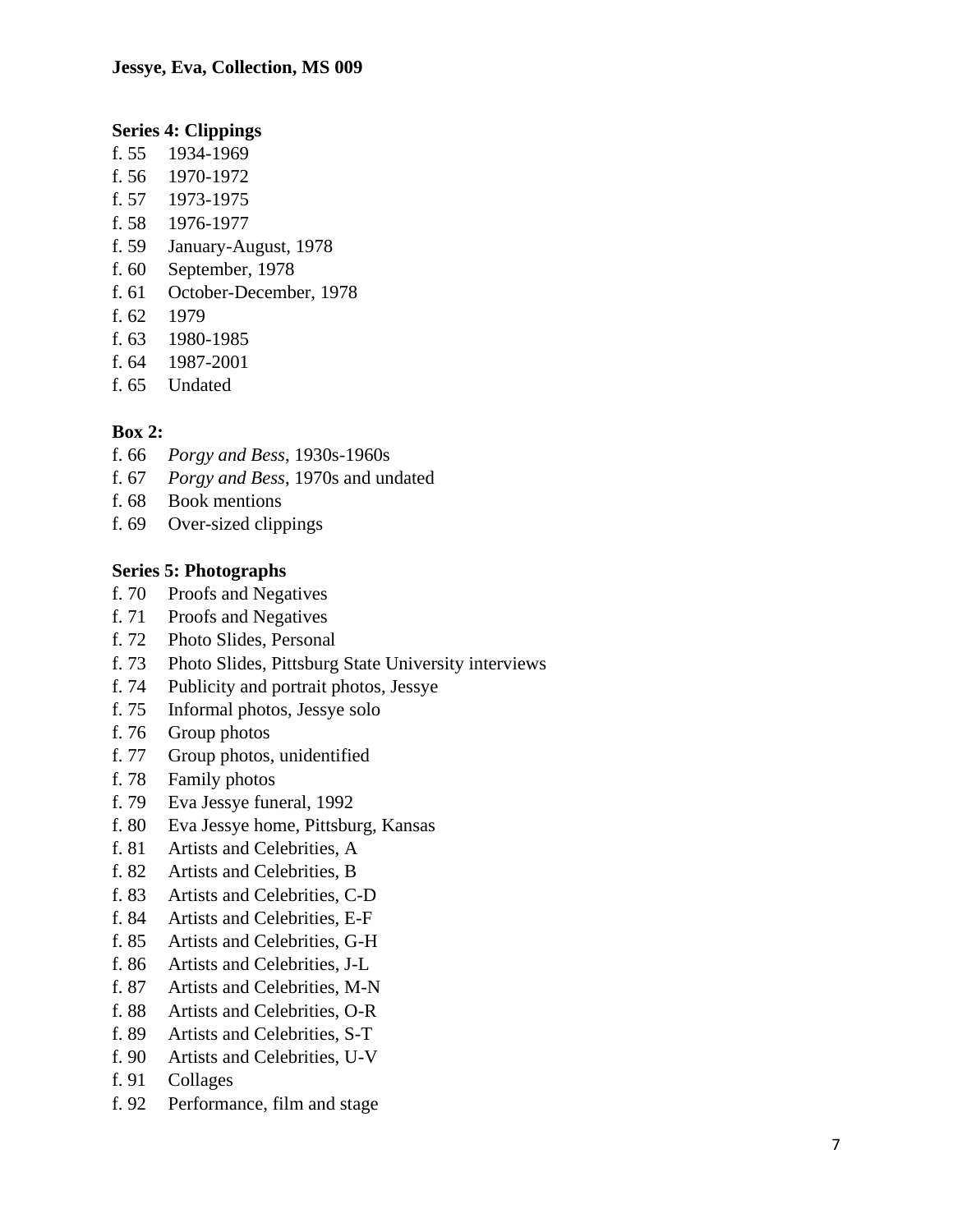**Series 4: Clippings**

f. 55 1934-1969
f. 56 1970-1972
f. 57 1973-1975
f. 58 1976-1977
f. 59 January-August, 1978
f. 60 September, 1978
f. 61 October-December, 1978
f. 62 1979
f. 63 1980-1985
f. 64 1987-2001
f. 65 Undated

**Box 2:**

f. 66 *Porgy and Bess*, 1930s-1960s
f. 67 *Porgy and Bess*, 1970s and undated
f. 68 Book mentions
f. 69 Over-sized clippings

**Series 5: Photographs**

f. 70 Proofs and Negatives
f. 71 Proofs and Negatives
f. 72 Photo Slides, Personal
f. 73 Photo Slides, Pittsburg State University interviews
f. 74 Publicity and portrait photos, Jessye
f. 75 Informal photos, Jessye solo
f. 76 Group photos
f. 77 Group photos, unidentified
f. 78 Family photos
f. 79 Eva Jessye funeral, 1992
f. 80 Eva Jessye home, Pittsburg, Kansas
f. 81 Artists and Celebrities, A
f. 82 Artists and Celebrities, B
f. 83 Artists and Celebrities, C-D
f. 84 Artists and Celebrities, E-F
f. 85 Artists and Celebrities, G-H
f. 86 Artists and Celebrities, J-L
f. 87 Artists and Celebrities, M-N
f. 88 Artists and Celebrities, O-R
f. 89 Artists and Celebrities, S-T
f. 90 Artists and Celebrities, U-V
f. 91 Collages
f. 92 Performance, film and stage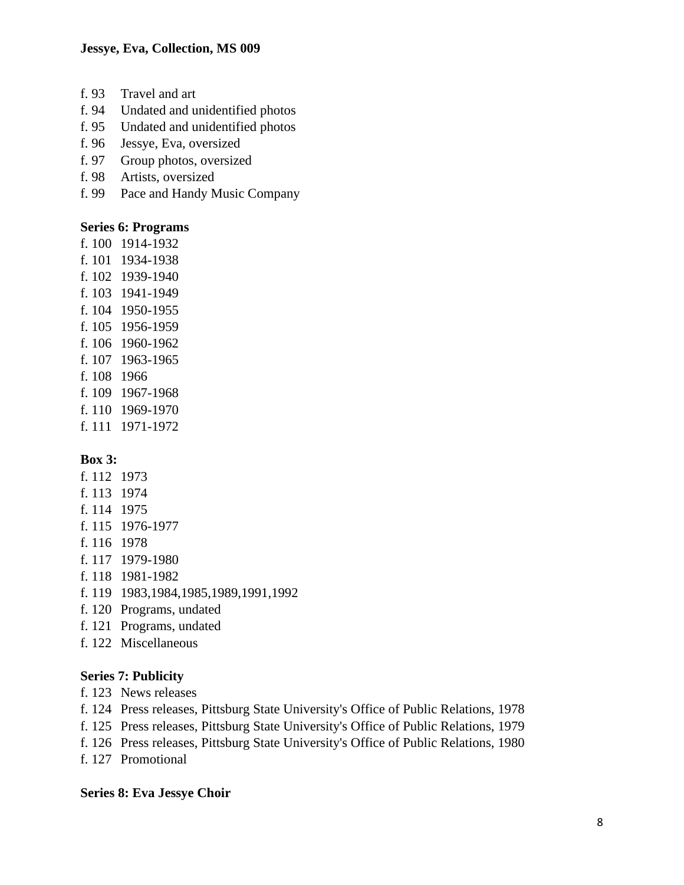f. 93 Travel and art
f. 94 Undated and unidentified photos
f. 95 Undated and unidentified photos
f. 96 Jessye, Eva, oversized
f. 97 Group photos, oversized
f. 98 Artists, oversized
f. 99 Pace and Handy Music Company

**Series 6: Programs**

f. 100 1914-1932
f. 101 1934-1938
f. 102 1939-1940
f. 103 1941-1949
f. 104 1950-1955
f. 105 1956-1959
f. 106 1960-1962
f. 107 1963-1965
f. 108 1966
f. 109 1967-1968
f. 110 1969-1970
f. 111 1971-1972

**Box 3:**

f. 112 1973
f. 113 1974
f. 114 1975
f. 115 1976-1977
f. 116 1978
f. 117 1979-1980
f. 118 1981-1982
f. 119 1983,1984,1985,1989,1991,1992
f. 120 Programs, undated
f. 121 Programs, undated
f. 122 Miscellaneous

**Series 7: Publicity**

f. 123 News releases
f. 124 Press releases, Pittsburg State University's Office of Public Relations, 1978
f. 125 Press releases, Pittsburg State University's Office of Public Relations, 1979
f. 126 Press releases, Pittsburg State University's Office of Public Relations, 1980
f. 127 Promotional

**Series 8: Eva Jessye Choir**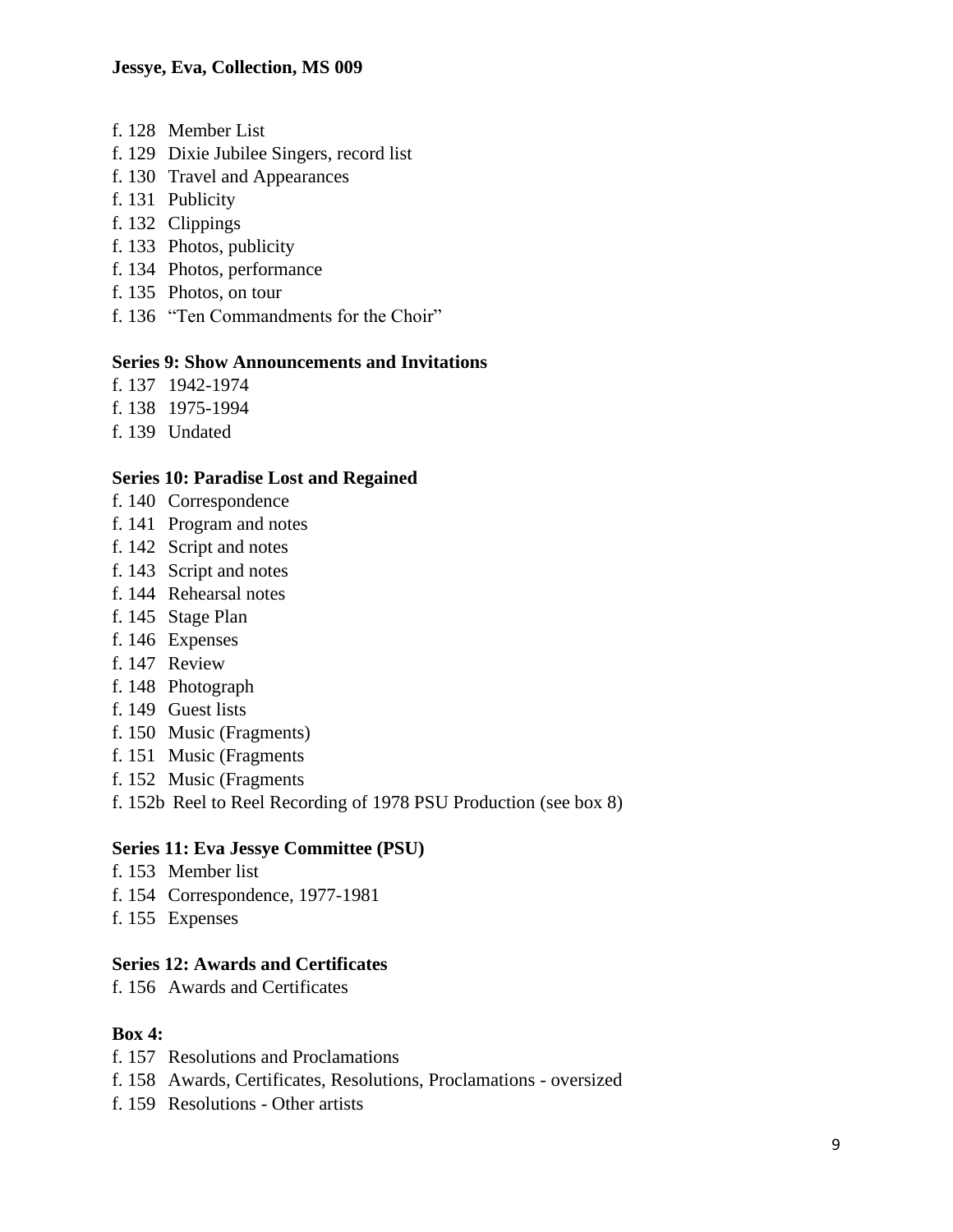f. 128 Member List
f. 129 Dixie Jubilee Singers, record list
f. 130 Travel and Appearances
f. 131 Publicity
f. 132 Clippings
f. 133 Photos, publicity
f. 134 Photos, performance
f. 135 Photos, on tour
f. 136 "Ten Commandments for the Choir"

**Series 9: Show Announcements and Invitations**

f. 137 1942-1974
f. 138 1975-1994
f. 139 Undated

**Series 10: Paradise Lost and Regained**

f. 140 Correspondence
f. 141 Program and notes
f. 142 Script and notes
f. 143 Script and notes
f. 144 Rehearsal notes
f. 145 Stage Plan
f. 146 Expenses
f. 147 Review
f. 148 Photograph
f. 149 Guest lists
f. 150 Music (Fragments)
f. 151 Music (Fragments
f. 152 Music (Fragments
f. 152b Reel to Reel Recording of 1978 PSU Production (see box 8)

**Series 11: Eva Jessye Committee (PSU)**

f. 153 Member list
f. 154 Correspondence, 1977-1981
f. 155 Expenses

**Series 12: Awards and Certificates**

f. 156 Awards and Certificates

**Box 4:**

f. 157 Resolutions and Proclamations
f. 158 Awards, Certificates, Resolutions, Proclamations - oversized
f. 159 Resolutions - Other artists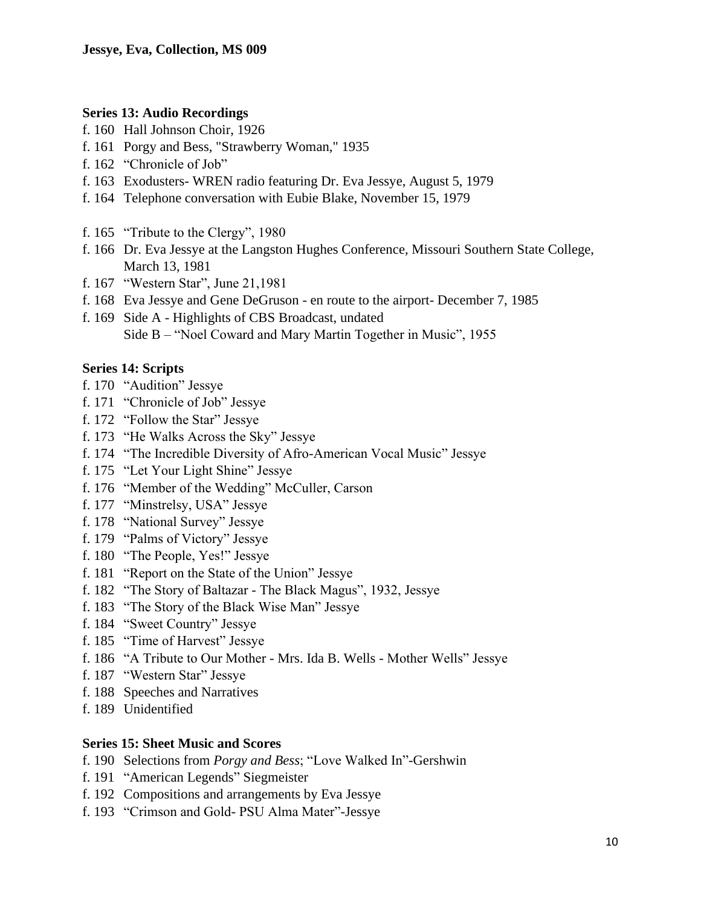## Series 13: Audio Recordings

f. 160 Hall Johnson Choir, 1926

f. 161 Porgy and Bess, "Strawberry Woman," 1935

f. 162 "Chronicle of Job"

f. 163 Exodusters- WREN radio featuring Dr. Eva Jessye, August 5, 1979

f. 164 Telephone conversation with Eubie Blake, November 15, 1979

f. 165 "Tribute to the Clergy", 1980

f. 166 Dr. Eva Jessye at the Langston Hughes Conference, Missouri Southern State College, March 13, 1981

f. 167 "Western Star", June 21,1981

f. 168 Eva Jessye and Gene DeGruson - en route to the airport- December 7, 1985

f. 169 Side A - Highlights of CBS Broadcast, undated
Side B – "Noel Coward and Mary Martin Together in Music", 1955

## Series 14: Scripts

f. 170 "Audition" Jessye

f. 171 "Chronicle of Job" Jessye

f. 172 "Follow the Star" Jessye

f. 173 "He Walks Across the Sky" Jessye

f. 174 "The Incredible Diversity of Afro-American Vocal Music" Jessye

f. 175 "Let Your Light Shine" Jessye

f. 176 "Member of the Wedding" McCuller, Carson

f. 177 "Minstrelsy, USA" Jessye

f. 178 "National Survey" Jessye

f. 179 "Palms of Victory" Jessye

f. 180 "The People, Yes!" Jessye

f. 181 "Report on the State of the Union" Jessye

f. 182 "The Story of Baltazar - The Black Magus", 1932, Jessye

f. 183 "The Story of the Black Wise Man" Jessye

f. 184 "Sweet Country" Jessye

f. 185 "Time of Harvest" Jessye

f. 186 "A Tribute to Our Mother - Mrs. Ida B. Wells - Mother Wells" Jessye

f. 187 "Western Star" Jessye

f. 188 Speeches and Narratives

f. 189 Unidentified

## Series 15: Sheet Music and Scores

f. 190 Selections from *Porgy and Bess*; "Love Walked In"-Gershwin

f. 191 "American Legends" Siegmeister

f. 192 Compositions and arrangements by Eva Jessye

f. 193 "Crimson and Gold- PSU Alma Mater"-Jessye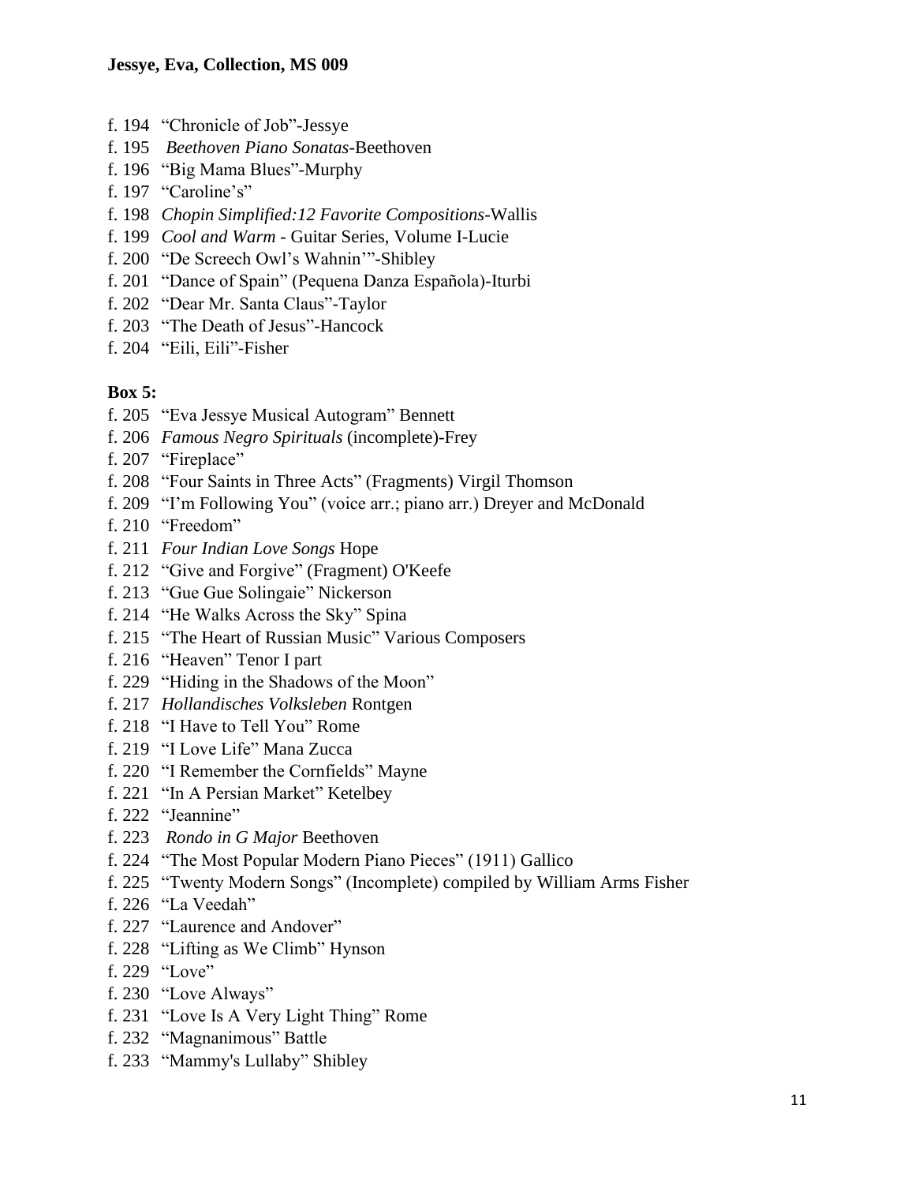- f. 194 "Chronicle of Job"-Jessye
- f. 195 *Beethoven Piano Sonatas*-Beethoven
- f. 196 "Big Mama Blues"-Murphy
- f. 197 "Caroline's"
- f. 198 *Chopin Simplified:12 Favorite Compositions*-Wallis
- f. 199 *Cool and Warm* - Guitar Series, Volume I-Lucie
- f. 200 "De Screech Owl's Wahnin'"-Shibley
- f. 201 "Dance of Spain" (Pequena Danza Española)-Iturbi
- f. 202 "Dear Mr. Santa Claus"-Taylor
- f. 203 "The Death of Jesus"-Hancock
- f. 204 "Eili, Eili"-Fisher

**Box 5:**

- f. 205 "Eva Jessye Musical Autogram" Bennett
- f. 206 *Famous Negro Spirituals* (incomplete)-Frey
- f. 207 "Fireplace"
- f. 208 "Four Saints in Three Acts" (Fragments) Virgil Thomson
- f. 209 "I'm Following You" (voice arr.; piano arr.) Dreyer and McDonald
- f. 210 "Freedom"
- f. 211 *Four Indian Love Songs* Hope
- f. 212 "Give and Forgive" (Fragment) O'Keefe
- f. 213 "Gue Gue Solingaie" Nickerson
- f. 214 "He Walks Across the Sky" Spina
- f. 215 "The Heart of Russian Music" Various Composers
- f. 216 "Heaven" Tenor I part
- f. 229 "Hiding in the Shadows of the Moon"
- f. 217 *Hollandisches Volksleben* Rontgen
- f. 218 "I Have to Tell You" Rome
- f. 219 "I Love Life" Mana Zucca
- f. 220 "I Remember the Cornfields" Mayne
- f. 221 "In A Persian Market" Ketelbey
- f. 222 "Jeannine"
- f. 223 *Rondo in G Major* Beethoven
- f. 224 "The Most Popular Modern Piano Pieces" (1911) Gallico
- f. 225 "Twenty Modern Songs" (Incomplete) compiled by William Arms Fisher
- f. 226 "La Veedah"
- f. 227 "Laurence and Andover"
- f. 228 "Lifting as We Climb" Hynson
- f. 229 "Love"
- f. 230 "Love Always"
- f. 231 "Love Is A Very Light Thing" Rome
- f. 232 "Magnanimous" Battle
- f. 233 "Mammy's Lullaby" Shibley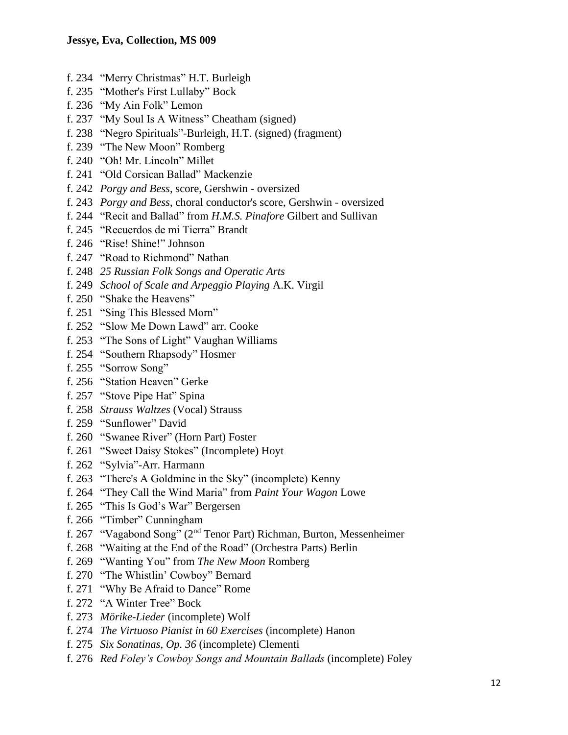f. 234 "Merry Christmas" H.T. Burleigh
f. 235 "Mother's First Lullaby" Bock
f. 236 "My Ain Folk" Lemon
f. 237 "My Soul Is A Witness" Cheatham (signed)
f. 238 "Negro Spirituals"-Burleigh, H.T. (signed) (fragment)
f. 239 "The New Moon" Romberg
f. 240 "Oh! Mr. Lincoln" Millet
f. 241 "Old Corsican Ballad" Mackenzie
f. 242 *Porgy and Bess*, score, Gershwin - oversized
f. 243 *Porgy and Bess*, choral conductor's score, Gershwin - oversized
f. 244 "Recit and Ballad" from *H.M.S. Pinafore* Gilbert and Sullivan
f. 245 "Recuerdos de mi Tierra" Brandt
f. 246 "Rise! Shine!" Johnson
f. 247 "Road to Richmond" Nathan
f. 248 *25 Russian Folk Songs and Operatic Arts*
f. 249 *School of Scale and Arpeggio Playing* A.K. Virgil
f. 250 "Shake the Heavens"
f. 251 "Sing This Blessed Morn"
f. 252 "Slow Me Down Lawd" arr. Cooke
f. 253 "The Sons of Light" Vaughan Williams
f. 254 "Southern Rhapsody" Hosmer
f. 255 "Sorrow Song"
f. 256 "Station Heaven" Gerke
f. 257 "Stove Pipe Hat" Spina
f. 258 *Strauss Waltzes* (Vocal) Strauss
f. 259 "Sunflower" David
f. 260 "Swanee River" (Horn Part) Foster
f. 261 "Sweet Daisy Stokes" (Incomplete) Hoyt
f. 262 "Sylvia"-Arr. Harmann
f. 263 "There's A Goldmine in the Sky" (incomplete) Kenny
f. 264 "They Call the Wind Maria" from *Paint Your Wagon* Lowe
f. 265 "This Is God's War" Bergersen
f. 266 "Timber" Cunningham
f. 267 "Vagabond Song" (2nd Tenor Part) Richman, Burton, Messenheimer
f. 268 "Waiting at the End of the Road" (Orchestra Parts) Berlin
f. 269 "Wanting You" from *The New Moon* Romberg
f. 270 "The Whistlin' Cowboy" Bernard
f. 271 "Why Be Afraid to Dance" Rome
f. 272 "A Winter Tree" Bock
f. 273 *Mörike-Lieder* (incomplete) Wolf
f. 274 *The Virtuoso Pianist in 60 Exercises* (incomplete) Hanon
f. 275 *Six Sonatinas, Op. 36* (incomplete) Clementi
f. 276 *Red Foley's Cowboy Songs and Mountain Ballads* (incomplete) Foley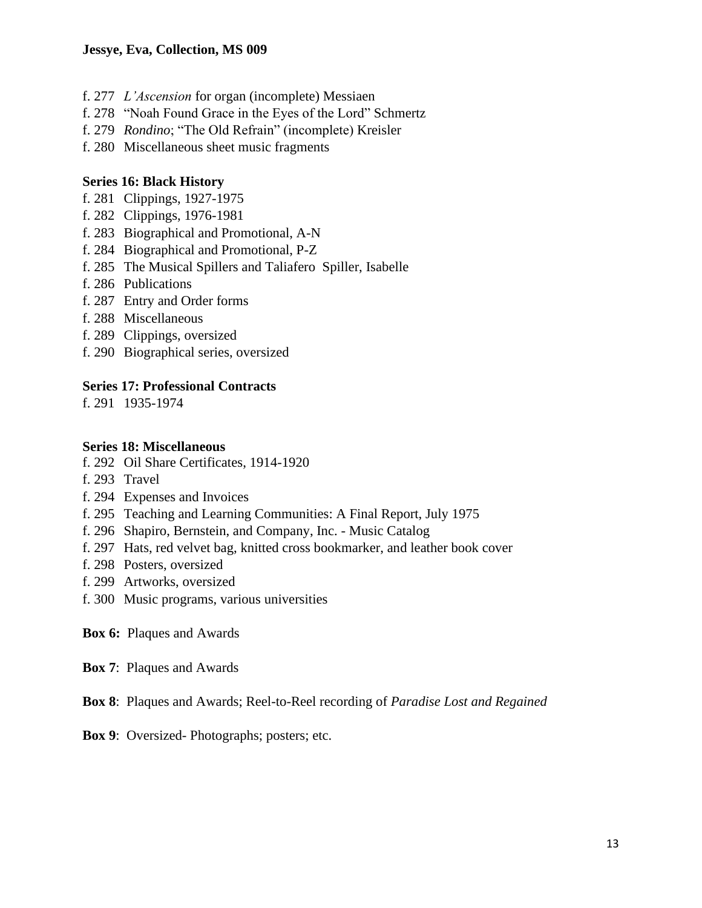f. 277 *L'Ascension* for organ (incomplete) Messiaen
f. 278 "Noah Found Grace in the Eyes of the Lord" Schmertz
f. 279 *Rondino*; "The Old Refrain" (incomplete) Kreisler
f. 280 Miscellaneous sheet music fragments

**Series 16: Black History**

f. 281 Clippings, 1927-1975
f. 282 Clippings, 1976-1981
f. 283 Biographical and Promotional, A-N
f. 284 Biographical and Promotional, P-Z
f. 285 The Musical Spillers and Taliafero Spiller, Isabelle
f. 286 Publications
f. 287 Entry and Order forms
f. 288 Miscellaneous
f. 289 Clippings, oversized
f. 290 Biographical series, oversized

**Series 17: Professional Contracts**

f. 291 1935-1974

**Series 18: Miscellaneous**

f. 292 Oil Share Certificates, 1914-1920
f. 293 Travel
f. 294 Expenses and Invoices
f. 295 Teaching and Learning Communities: A Final Report, July 1975
f. 296 Shapiro, Bernstein, and Company, Inc. - Music Catalog
f. 297 Hats, red velvet bag, knitted cross bookmarker, and leather book cover
f. 298 Posters, oversized
f. 299 Artworks, oversized
f. 300 Music programs, various universities

**Box 6:** Plaques and Awards

**Box 7**: Plaques and Awards

**Box 8**: Plaques and Awards; Reel-to-Reel recording of *Paradise Lost and Regained*

**Box 9**: Oversized- Photographs; posters; etc.